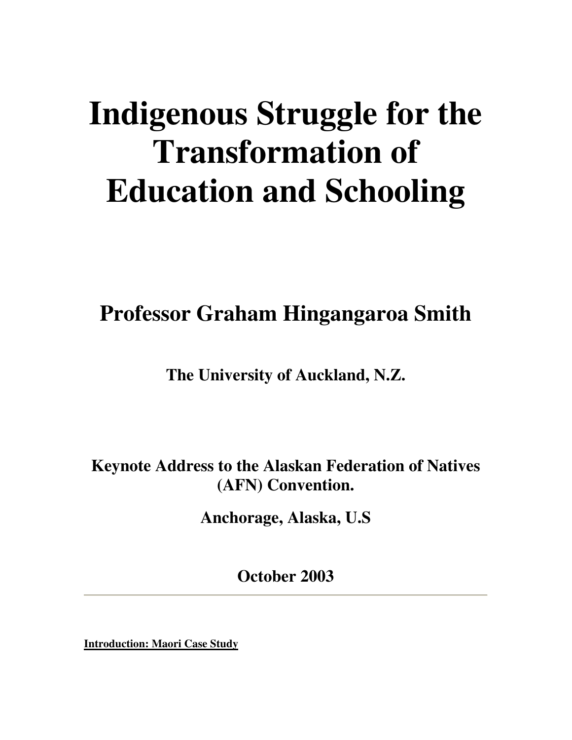# Indigenous Struggle for the Transformation of Education and Schooling

**Professor Graham Hingangaroa Smith**

**The University of Auckland, N.Z.**

**Keynote Address to the Alaskan Federation of Natives (AFN) Convention.**

**Anchorage, Alaska, U.S**

**October 2003**

---

**Introduction: Maori Case Study**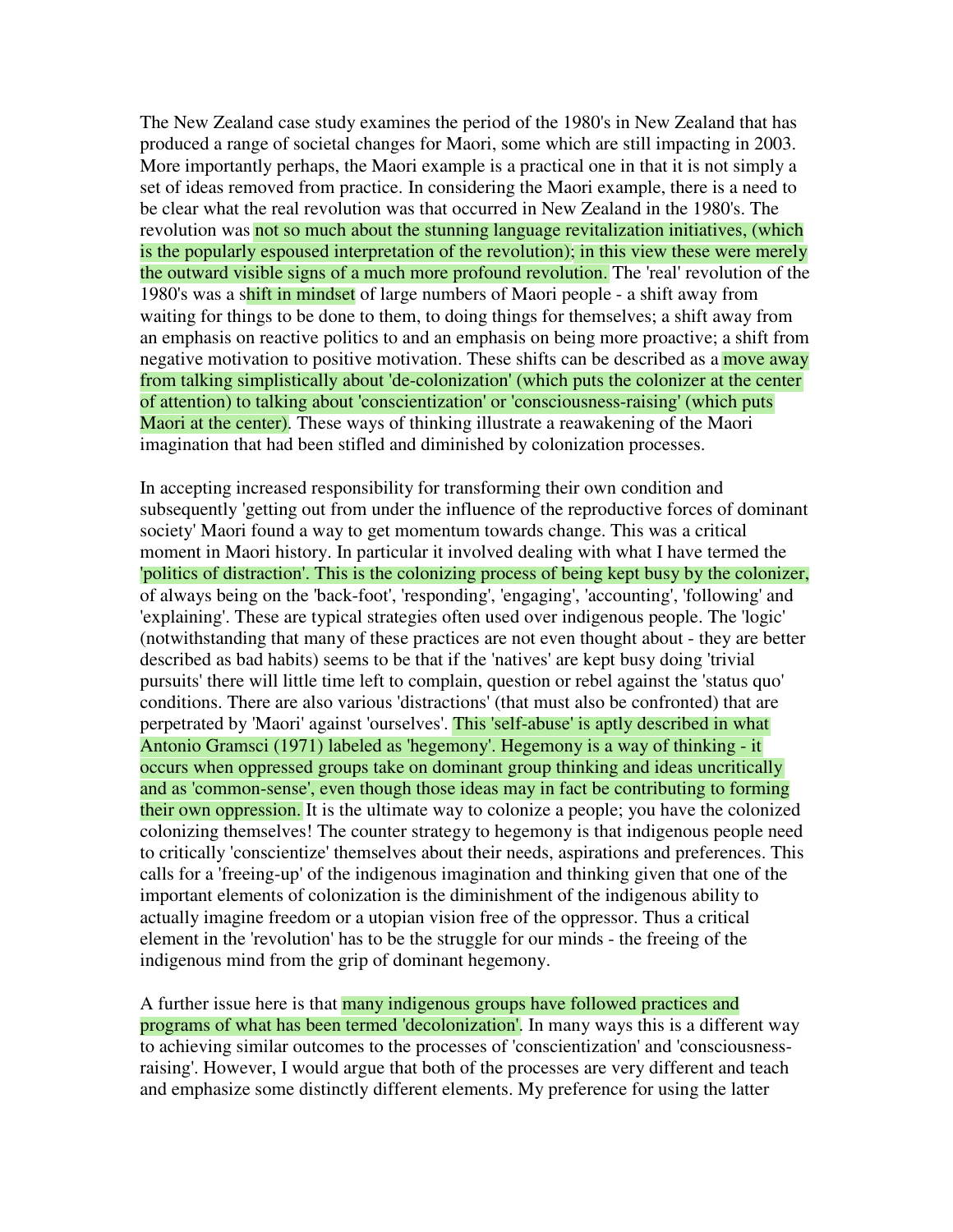The New Zealand case study examines the period of the 1980's in New Zealand that has produced a range of societal changes for Maori, some which are still impacting in 2003. More importantly perhaps, the Maori example is a practical one in that it is not simply a set of ideas removed from practice. In considering the Maori example, there is a need to be clear what the real revolution was that occurred in New Zealand in the 1980's. The revolution was not so much about the stunning language revitalization initiatives, (which is the popularly espoused interpretation of the revolution); in this view these were merely the outward visible signs of a much more profound revolution. The 'real' revolution of the 1980's was a shift in mindset of large numbers of Maori people - a shift away from waiting for things to be done to them, to doing things for themselves; a shift away from an emphasis on reactive politics to and an emphasis on being more proactive; a shift from negative motivation to positive motivation. These shifts can be described as a move away from talking simplistically about 'de-colonization' (which puts the colonizer at the center of attention) to talking about 'conscientization' or 'consciousness-raising' (which puts Maori at the center). These ways of thinking illustrate a reawakening of the Maori imagination that had been stifled and diminished by colonization processes.

In accepting increased responsibility for transforming their own condition and subsequently 'getting out from under the influence of the reproductive forces of dominant society' Maori found a way to get momentum towards change. This was a critical moment in Maori history. In particular it involved dealing with what I have termed the 'politics of distraction'. This is the colonizing process of being kept busy by the colonizer, of always being on the 'back-foot', 'responding', 'engaging', 'accounting', 'following' and 'explaining'. These are typical strategies often used over indigenous people. The 'logic' (notwithstanding that many of these practices are not even thought about - they are better described as bad habits) seems to be that if the 'natives' are kept busy doing 'trivial pursuits' there will little time left to complain, question or rebel against the 'status quo' conditions. There are also various 'distractions' (that must also be confronted) that are perpetrated by 'Maori' against 'ourselves'. This 'self-abuse' is aptly described in what Antonio Gramsci (1971) labeled as 'hegemony'. Hegemony is a way of thinking - it occurs when oppressed groups take on dominant group thinking and ideas uncritically and as 'common-sense', even though those ideas may in fact be contributing to forming their own oppression. It is the ultimate way to colonize a people; you have the colonized colonizing themselves! The counter strategy to hegemony is that indigenous people need to critically 'conscientize' themselves about their needs, aspirations and preferences. This calls for a 'freeing-up' of the indigenous imagination and thinking given that one of the important elements of colonization is the diminishment of the indigenous ability to actually imagine freedom or a utopian vision free of the oppressor. Thus a critical element in the 'revolution' has to be the struggle for our minds - the freeing of the indigenous mind from the grip of dominant hegemony.

A further issue here is that many indigenous groups have followed practices and programs of what has been termed 'decolonization'. In many ways this is a different way to achieving similar outcomes to the processes of 'conscientization' and 'consciousness-raising'. However, I would argue that both of the processes are very different and teach and emphasize some distinctly different elements. My preference for using the latter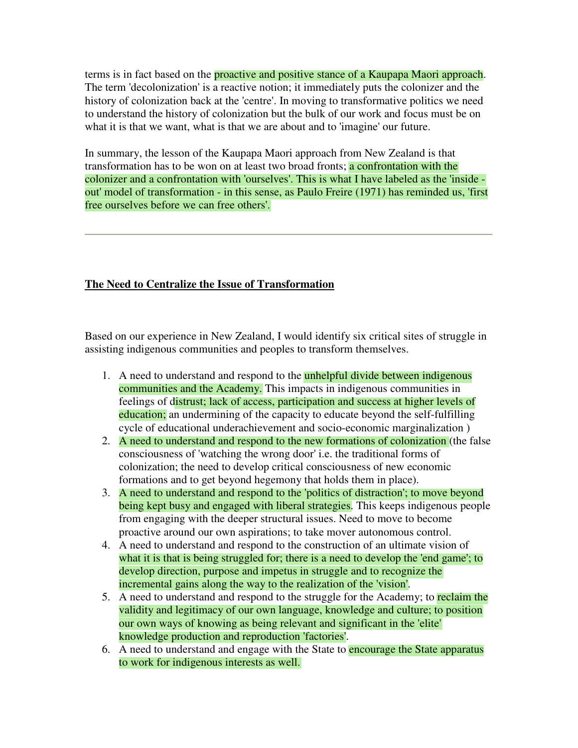terms is in fact based on the proactive and positive stance of a Kaupapa Maori approach. The term 'decolonization' is a reactive notion; it immediately puts the colonizer and the history of colonization back at the 'centre'. In moving to transformative politics we need to understand the history of colonization but the bulk of our work and focus must be on what it is that we want, what is that we are about and to 'imagine' our future.

In summary, the lesson of the Kaupapa Maori approach from New Zealand is that transformation has to be won on at least two broad fronts; a confrontation with the colonizer and a confrontation with 'ourselves'. This is what I have labeled as the 'inside - out' model of transformation - in this sense, as Paulo Freire (1971) has reminded us, 'first free ourselves before we can free others'.

---

## The Need to Centralize the Issue of Transformation

Based on our experience in New Zealand, I would identify six critical sites of struggle in assisting indigenous communities and peoples to transform themselves.

1. A need to understand and respond to the unhelpful divide between indigenous communities and the Academy. This impacts in indigenous communities in feelings of distrust; lack of access, participation and success at higher levels of education; an undermining of the capacity to educate beyond the self-fulfilling cycle of educational underachievement and socio-economic marginalization )
2. A need to understand and respond to the new formations of colonization (the false consciousness of 'watching the wrong door' i.e. the traditional forms of colonization; the need to develop critical consciousness of new economic formations and to get beyond hegemony that holds them in place).
3. A need to understand and respond to the 'politics of distraction'; to move beyond being kept busy and engaged with liberal strategies. This keeps indigenous people from engaging with the deeper structural issues. Need to move to become proactive around our own aspirations; to take mover autonomous control.
4. A need to understand and respond to the construction of an ultimate vision of what it is that is being struggled for; there is a need to develop the 'end game'; to develop direction, purpose and impetus in struggle and to recognize the incremental gains along the way to the realization of the 'vision'.
5. A need to understand and respond to the struggle for the Academy; to reclaim the validity and legitimacy of our own language, knowledge and culture; to position our own ways of knowing as being relevant and significant in the 'elite' knowledge production and reproduction 'factories'.
6. A need to understand and engage with the State to encourage the State apparatus to work for indigenous interests as well.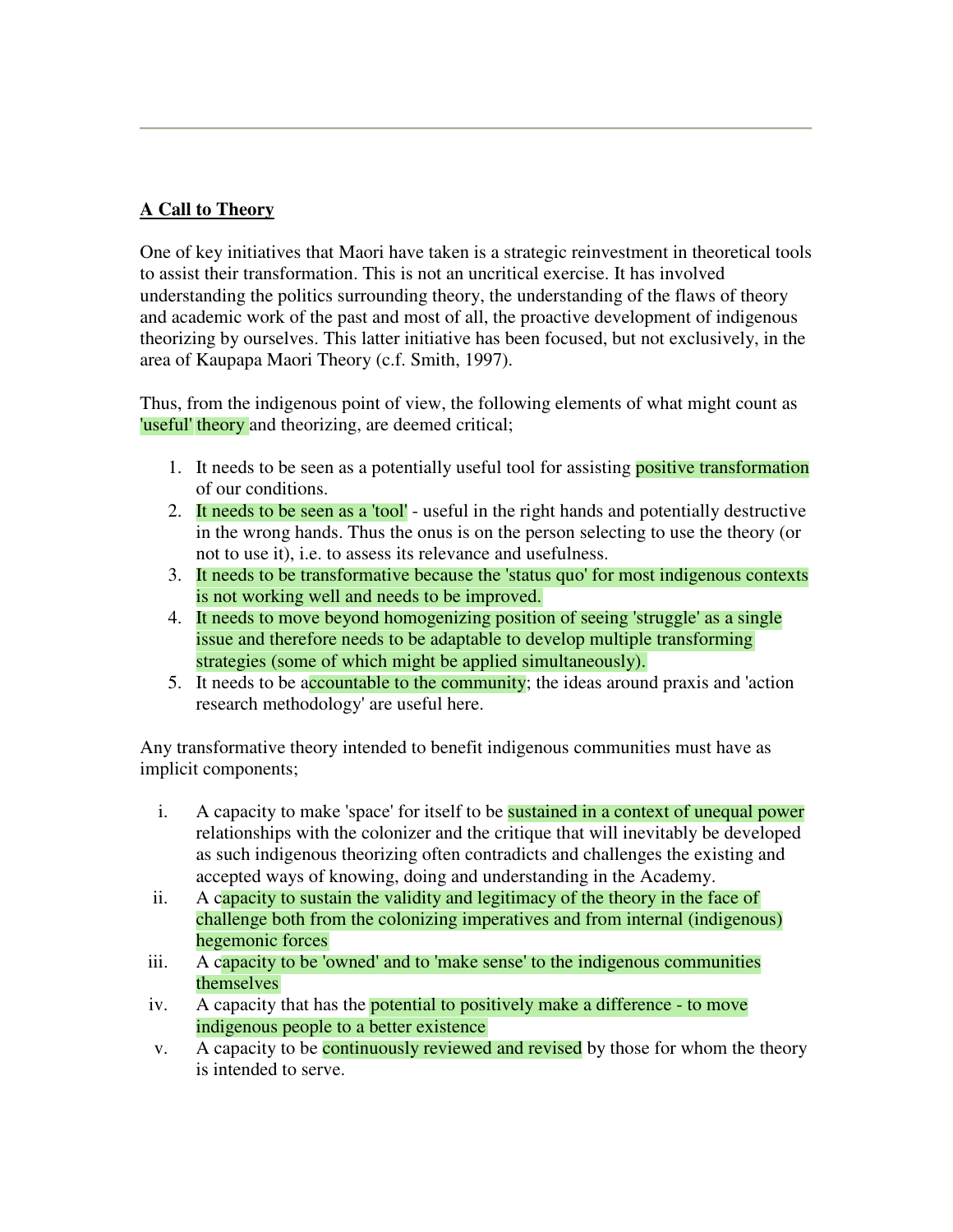**A Call to Theory**

One of key initiatives that Maori have taken is a strategic reinvestment in theoretical tools to assist their transformation. This is not an uncritical exercise. It has involved understanding the politics surrounding theory, the understanding of the flaws of theory and academic work of the past and most of all, the proactive development of indigenous theorizing by ourselves. This latter initiative has been focused, but not exclusively, in the area of Kaupapa Maori Theory (c.f. Smith, 1997).

Thus, from the indigenous point of view, the following elements of what might count as 'useful' theory and theorizing, are deemed critical;

1. It needs to be seen as a potentially useful tool for assisting positive transformation of our conditions.
2. It needs to be seen as a 'tool' - useful in the right hands and potentially destructive in the wrong hands. Thus the onus is on the person selecting to use the theory (or not to use it), i.e. to assess its relevance and usefulness.
3. It needs to be transformative because the 'status quo' for most indigenous contexts is not working well and needs to be improved.
4. It needs to move beyond homogenizing position of seeing 'struggle' as a single issue and therefore needs to be adaptable to develop multiple transforming strategies (some of which might be applied simultaneously).
5. It needs to be accountable to the community; the ideas around praxis and 'action research methodology' are useful here.

Any transformative theory intended to benefit indigenous communities must have as implicit components;

i. A capacity to make 'space' for itself to be sustained in a context of unequal power relationships with the colonizer and the critique that will inevitably be developed as such indigenous theorizing often contradicts and challenges the existing and accepted ways of knowing, doing and understanding in the Academy.
ii. A capacity to sustain the validity and legitimacy of the theory in the face of challenge both from the colonizing imperatives and from internal (indigenous) hegemonic forces
iii. A capacity to be 'owned' and to 'make sense' to the indigenous communities themselves
iv. A capacity that has the potential to positively make a difference - to move indigenous people to a better existence
v. A capacity to be continuously reviewed and revised by those for whom the theory is intended to serve.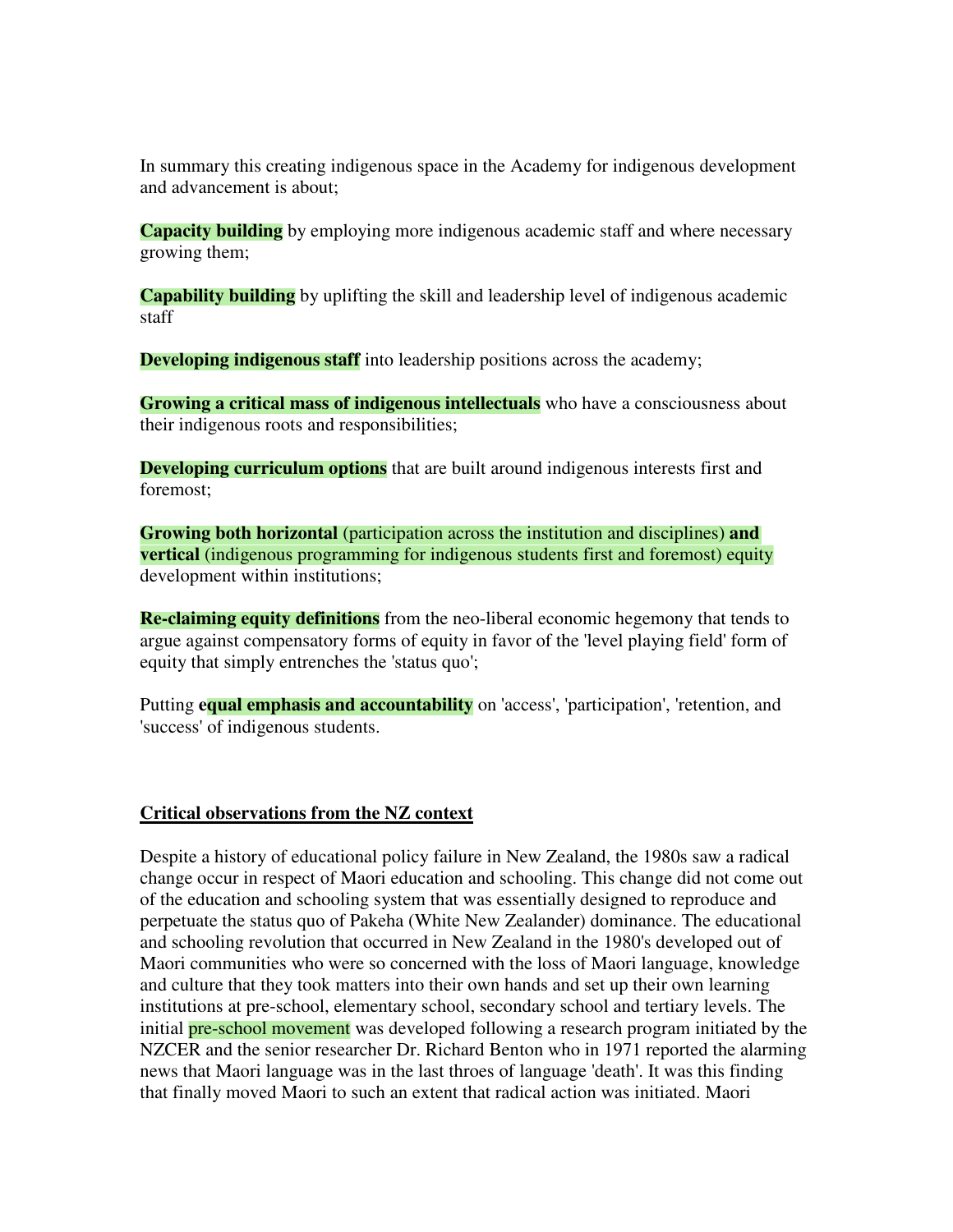In summary this creating indigenous space in the Academy for indigenous development and advancement is about;

**Capacity building** by employing more indigenous academic staff and where necessary growing them;

**Capability building** by uplifting the skill and leadership level of indigenous academic staff

**Developing indigenous staff** into leadership positions across the academy;

**Growing a critical mass of indigenous intellectuals** who have a consciousness about their indigenous roots and responsibilities;

**Developing curriculum options** that are built around indigenous interests first and foremost;

**Growing both horizontal** (participation across the institution and disciplines) **and vertical** (indigenous programming for indigenous students first and foremost) equity development within institutions;

**Re-claiming equity definitions** from the neo-liberal economic hegemony that tends to argue against compensatory forms of equity in favor of the 'level playing field' form of equity that simply entrenches the 'status quo';

Putting **equal emphasis and accountability** on 'access', 'participation', 'retention, and 'success' of indigenous students.

## Critical observations from the NZ context

Despite a history of educational policy failure in New Zealand, the 1980s saw a radical change occur in respect of Maori education and schooling. This change did not come out of the education and schooling system that was essentially designed to reproduce and perpetuate the status quo of Pakeha (White New Zealander) dominance. The educational and schooling revolution that occurred in New Zealand in the 1980's developed out of Maori communities who were so concerned with the loss of Maori language, knowledge and culture that they took matters into their own hands and set up their own learning institutions at pre-school, elementary school, secondary school and tertiary levels. The initial pre-school movement was developed following a research program initiated by the NZCER and the senior researcher Dr. Richard Benton who in 1971 reported the alarming news that Maori language was in the last throes of language 'death'. It was this finding that finally moved Maori to such an extent that radical action was initiated. Maori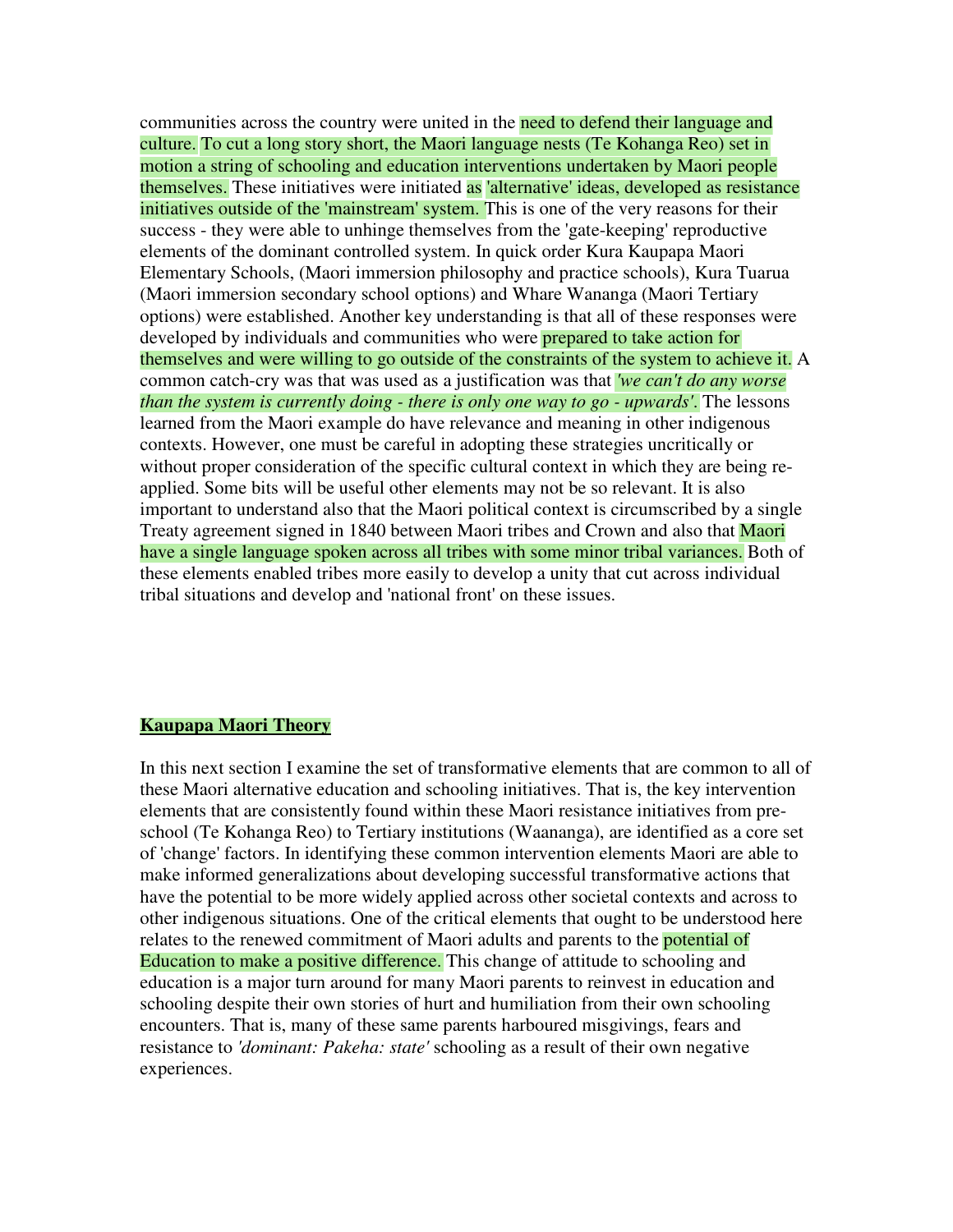communities across the country were united in the need to defend their language and culture. To cut a long story short, the Maori language nests (Te Kohanga Reo) set in motion a string of schooling and education interventions undertaken by Maori people themselves. These initiatives were initiated as 'alternative' ideas, developed as resistance initiatives outside of the 'mainstream' system. This is one of the very reasons for their success - they were able to unhinge themselves from the 'gate-keeping' reproductive elements of the dominant controlled system. In quick order Kura Kaupapa Maori Elementary Schools, (Maori immersion philosophy and practice schools), Kura Tuarua (Maori immersion secondary school options) and Whare Wananga (Maori Tertiary options) were established. Another key understanding is that all of these responses were developed by individuals and communities who were prepared to take action for themselves and were willing to go outside of the constraints of the system to achieve it. A common catch-cry was that was used as a justification was that *'we can't do any worse than the system is currently doing - there is only one way to go - upwards'*. The lessons learned from the Maori example do have relevance and meaning in other indigenous contexts. However, one must be careful in adopting these strategies uncritically or without proper consideration of the specific cultural context in which they are being re-applied. Some bits will be useful other elements may not be so relevant. It is also important to understand also that the Maori political context is circumscribed by a single Treaty agreement signed in 1840 between Maori tribes and Crown and also that Maori have a single language spoken across all tribes with some minor tribal variances. Both of these elements enabled tribes more easily to develop a unity that cut across individual tribal situations and develop and 'national front' on these issues.

## Kaupapa Maori Theory

In this next section I examine the set of transformative elements that are common to all of these Maori alternative education and schooling initiatives. That is, the key intervention elements that are consistently found within these Maori resistance initiatives from pre-school (Te Kohanga Reo) to Tertiary institutions (Waananga), are identified as a core set of 'change' factors. In identifying these common intervention elements Maori are able to make informed generalizations about developing successful transformative actions that have the potential to be more widely applied across other societal contexts and across to other indigenous situations. One of the critical elements that ought to be understood here relates to the renewed commitment of Maori adults and parents to the potential of Education to make a positive difference. This change of attitude to schooling and education is a major turn around for many Maori parents to reinvest in education and schooling despite their own stories of hurt and humiliation from their own schooling encounters. That is, many of these same parents harboured misgivings, fears and resistance to *'dominant: Pakeha: state'* schooling as a result of their own negative experiences.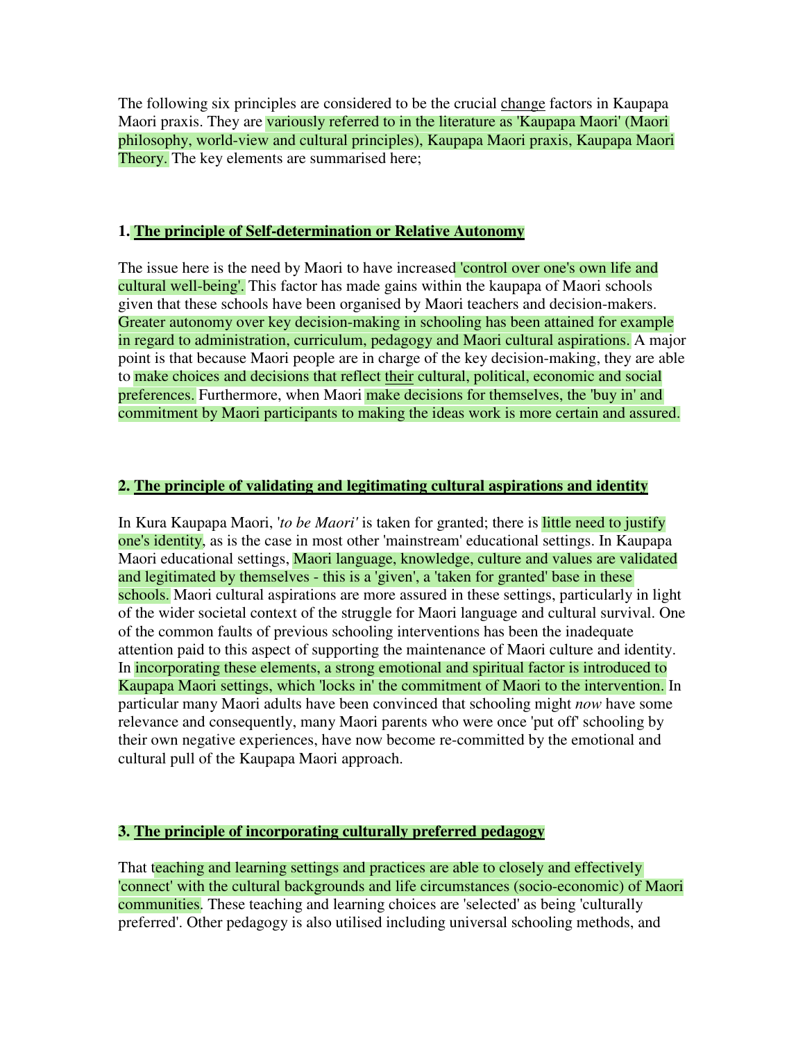The following six principles are considered to be the crucial change factors in Kaupapa Maori praxis. They are variously referred to in the literature as 'Kaupapa Maori' (Maori philosophy, world-view and cultural principles), Kaupapa Maori praxis, Kaupapa Maori Theory. The key elements are summarised here;

### 1. The principle of Self-determination or Relative Autonomy

The issue here is the need by Maori to have increased 'control over one's own life and cultural well-being'. This factor has made gains within the kaupapa of Maori schools given that these schools have been organised by Maori teachers and decision-makers. Greater autonomy over key decision-making in schooling has been attained for example in regard to administration, curriculum, pedagogy and Maori cultural aspirations. A major point is that because Maori people are in charge of the key decision-making, they are able to make choices and decisions that reflect their cultural, political, economic and social preferences. Furthermore, when Maori make decisions for themselves, the 'buy in' and commitment by Maori participants to making the ideas work is more certain and assured.

### 2. The principle of validating and legitimating cultural aspirations and identity

In Kura Kaupapa Maori, '*to be Maori'* is taken for granted; there is little need to justify one's identity, as is the case in most other 'mainstream' educational settings. In Kaupapa Maori educational settings, Maori language, knowledge, culture and values are validated and legitimated by themselves - this is a 'given', a 'taken for granted' base in these schools. Maori cultural aspirations are more assured in these settings, particularly in light of the wider societal context of the struggle for Maori language and cultural survival. One of the common faults of previous schooling interventions has been the inadequate attention paid to this aspect of supporting the maintenance of Maori culture and identity. In incorporating these elements, a strong emotional and spiritual factor is introduced to Kaupapa Maori settings, which 'locks in' the commitment of Maori to the intervention. In particular many Maori adults have been convinced that schooling might *now* have some relevance and consequently, many Maori parents who were once 'put off' schooling by their own negative experiences, have now become re-committed by the emotional and cultural pull of the Kaupapa Maori approach.

### 3. The principle of incorporating culturally preferred pedagogy

That teaching and learning settings and practices are able to closely and effectively 'connect' with the cultural backgrounds and life circumstances (socio-economic) of Maori communities. These teaching and learning choices are 'selected' as being 'culturally preferred'. Other pedagogy is also utilised including universal schooling methods, and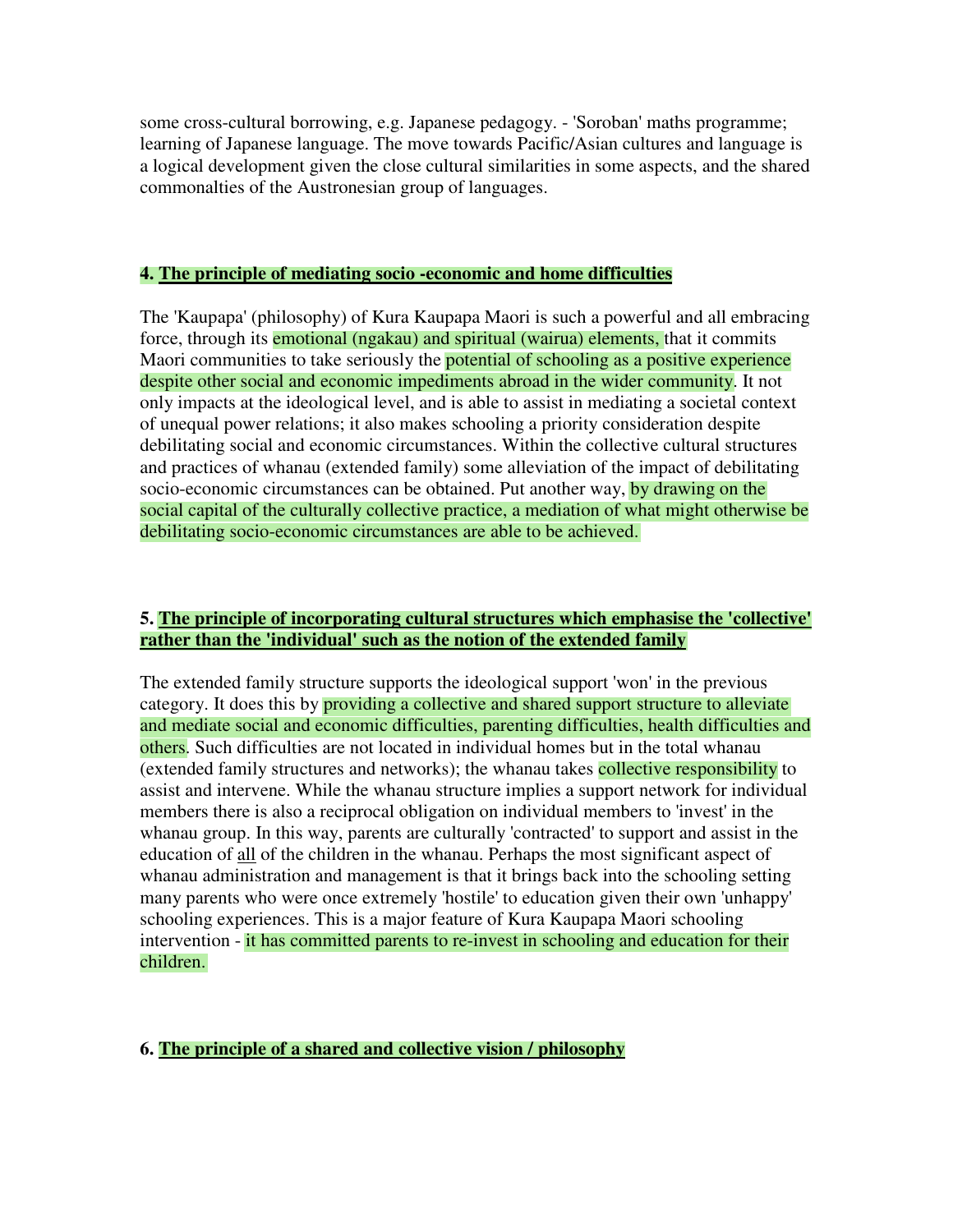some cross-cultural borrowing, e.g. Japanese pedagogy. - 'Soroban' maths programme; learning of Japanese language. The move towards Pacific/Asian cultures and language is a logical development given the close cultural similarities in some aspects, and the shared commonalties of the Austronesian group of languages.

**4. The principle of mediating socio -economic and home difficulties**

The 'Kaupapa' (philosophy) of Kura Kaupapa Maori is such a powerful and all embracing force, through its emotional (ngakau) and spiritual (wairua) elements, that it commits Maori communities to take seriously the potential of schooling as a positive experience despite other social and economic impediments abroad in the wider community. It not only impacts at the ideological level, and is able to assist in mediating a societal context of unequal power relations; it also makes schooling a priority consideration despite debilitating social and economic circumstances. Within the collective cultural structures and practices of whanau (extended family) some alleviation of the impact of debilitating socio-economic circumstances can be obtained. Put another way, by drawing on the social capital of the culturally collective practice, a mediation of what might otherwise be debilitating socio-economic circumstances are able to be achieved.

**5. The principle of incorporating cultural structures which emphasise the 'collective' rather than the 'individual' such as the notion of the extended family**

The extended family structure supports the ideological support 'won' in the previous category. It does this by providing a collective and shared support structure to alleviate and mediate social and economic difficulties, parenting difficulties, health difficulties and others. Such difficulties are not located in individual homes but in the total whanau (extended family structures and networks); the whanau takes collective responsibility to assist and intervene. While the whanau structure implies a support network for individual members there is also a reciprocal obligation on individual members to 'invest' in the whanau group. In this way, parents are culturally 'contracted' to support and assist in the education of all of the children in the whanau. Perhaps the most significant aspect of whanau administration and management is that it brings back into the schooling setting many parents who were once extremely 'hostile' to education given their own 'unhappy' schooling experiences. This is a major feature of Kura Kaupapa Maori schooling intervention - it has committed parents to re-invest in schooling and education for their children.

**6. The principle of a shared and collective vision / philosophy**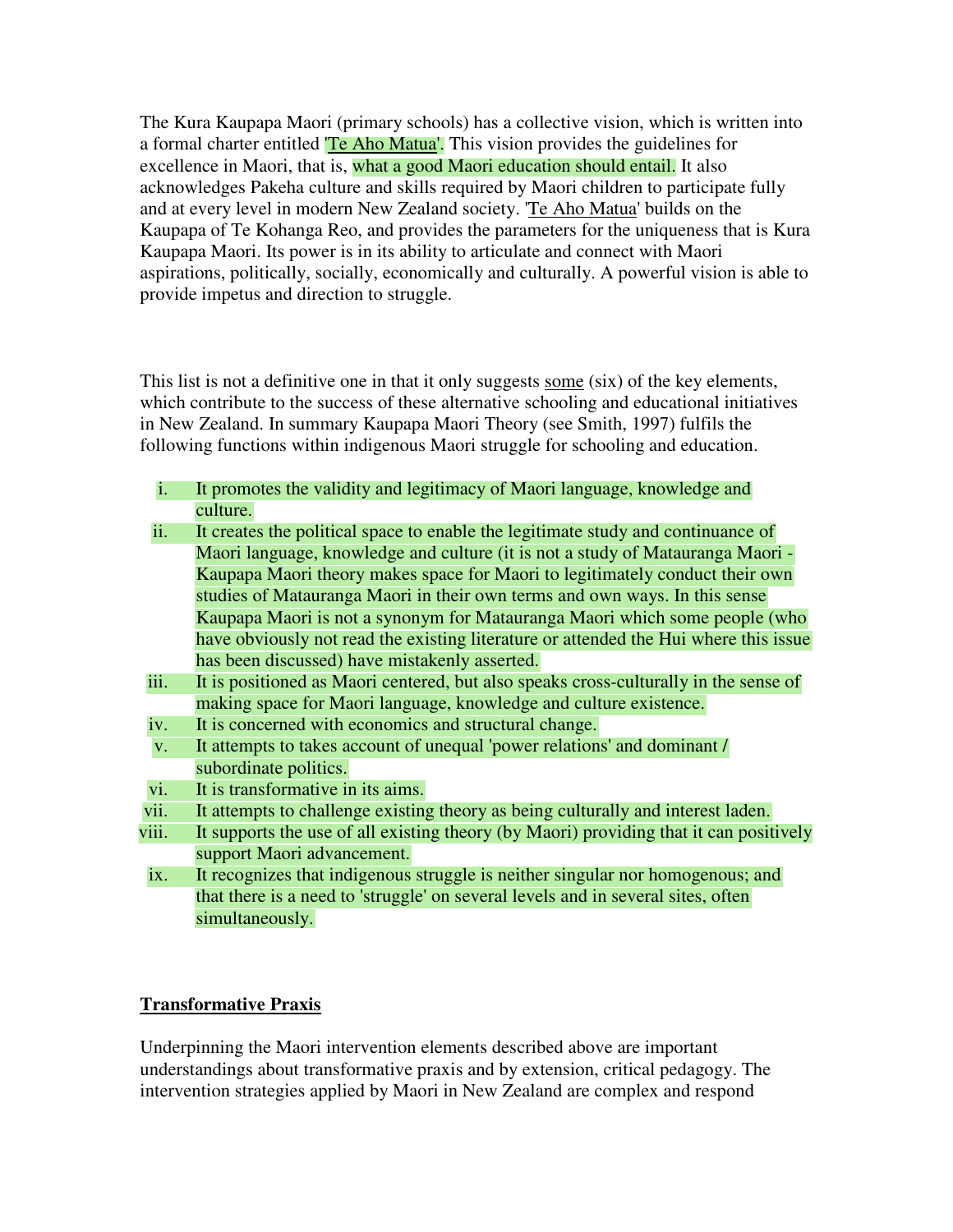The Kura Kaupapa Maori (primary schools) has a collective vision, which is written into a formal charter entitled 'Te Aho Matua'. This vision provides the guidelines for excellence in Maori, that is, what a good Maori education should entail. It also acknowledges Pakeha culture and skills required by Maori children to participate fully and at every level in modern New Zealand society. 'Te Aho Matua' builds on the Kaupapa of Te Kohanga Reo, and provides the parameters for the uniqueness that is Kura Kaupapa Maori. Its power is in its ability to articulate and connect with Maori aspirations, politically, socially, economically and culturally. A powerful vision is able to provide impetus and direction to struggle.

This list is not a definitive one in that it only suggests some (six) of the key elements, which contribute to the success of these alternative schooling and educational initiatives in New Zealand. In summary Kaupapa Maori Theory (see Smith, 1997) fulfils the following functions within indigenous Maori struggle for schooling and education.

i. It promotes the validity and legitimacy of Maori language, knowledge and culture.
ii. It creates the political space to enable the legitimate study and continuance of Maori language, knowledge and culture (it is not a study of Matauranga Maori - Kaupapa Maori theory makes space for Maori to legitimately conduct their own studies of Matauranga Maori in their own terms and own ways. In this sense Kaupapa Maori is not a synonym for Matauranga Maori which some people (who have obviously not read the existing literature or attended the Hui where this issue has been discussed) have mistakenly asserted.
iii. It is positioned as Maori centered, but also speaks cross-culturally in the sense of making space for Maori language, knowledge and culture existence.
iv. It is concerned with economics and structural change.
v. It attempts to takes account of unequal 'power relations' and dominant / subordinate politics.
vi. It is transformative in its aims.
vii. It attempts to challenge existing theory as being culturally and interest laden.
viii. It supports the use of all existing theory (by Maori) providing that it can positively support Maori advancement.
ix. It recognizes that indigenous struggle is neither singular nor homogenous; and that there is a need to 'struggle' on several levels and in several sites, often simultaneously.

## Transformative Praxis

Underpinning the Maori intervention elements described above are important understandings about transformative praxis and by extension, critical pedagogy. The intervention strategies applied by Maori in New Zealand are complex and respond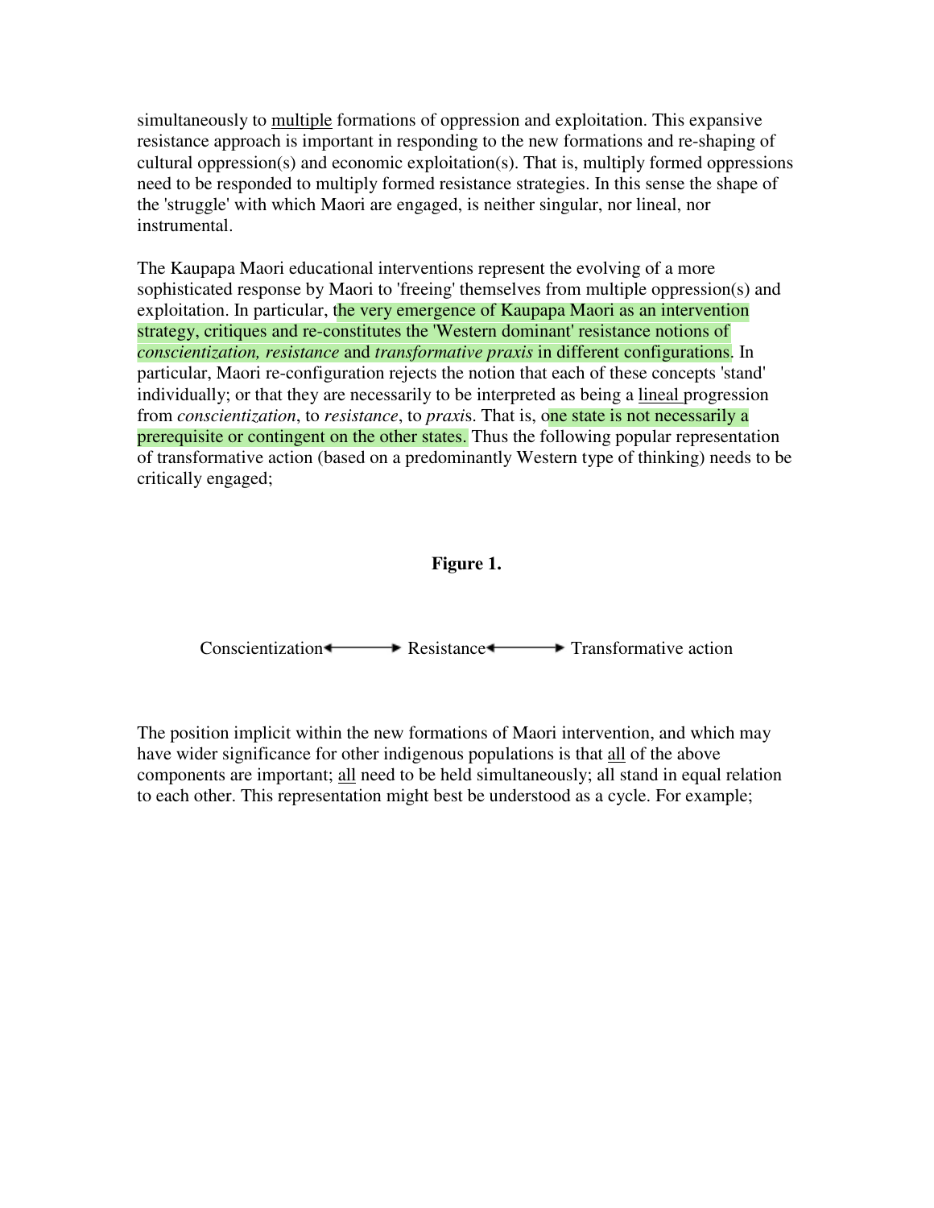simultaneously to multiple formations of oppression and exploitation. This expansive resistance approach is important in responding to the new formations and re-shaping of cultural oppression(s) and economic exploitation(s). That is, multiply formed oppressions need to be responded to multiply formed resistance strategies. In this sense the shape of the 'struggle' with which Maori are engaged, is neither singular, nor lineal, nor instrumental.

The Kaupapa Maori educational interventions represent the evolving of a more sophisticated response by Maori to 'freeing' themselves from multiple oppression(s) and exploitation. In particular, the very emergence of Kaupapa Maori as an intervention strategy, critiques and re-constitutes the 'Western dominant' resistance notions of *conscientization, resistance* and *transformative praxis* in different configurations. In particular, Maori re-configuration rejects the notion that each of these concepts 'stand' individually; or that they are necessarily to be interpreted as being a lineal progression from *conscientization*, to *resistance*, to *praxis*. That is, one state is not necessarily a prerequisite or contingent on the other states. Thus the following popular representation of transformative action (based on a predominantly Western type of thinking) needs to be critically engaged;

**Figure 1.**

Conscientization ⟷ Resistance ⟷ Transformative action

The position implicit within the new formations of Maori intervention, and which may have wider significance for other indigenous populations is that all of the above components are important; all need to be held simultaneously; all stand in equal relation to each other. This representation might best be understood as a cycle. For example;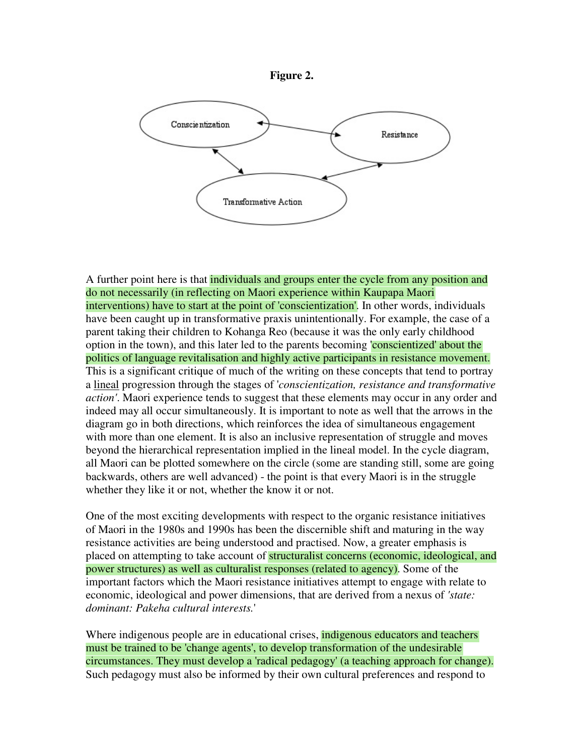**Figure 2.**

A further point here is that individuals and groups enter the cycle from any position and do not necessarily (in reflecting on Maori experience within Kaupapa Maori interventions) have to start at the point of 'conscientization'. In other words, individuals have been caught up in transformative praxis unintentionally. For example, the case of a parent taking their children to Kohanga Reo (because it was the only early childhood option in the town), and this later led to the parents becoming 'conscientized' about the politics of language revitalisation and highly active participants in resistance movement. This is a significant critique of much of the writing on these concepts that tend to portray a <u>lineal</u> progression through the stages of '*conscientization, resistance and transformative action'*. Maori experience tends to suggest that these elements may occur in any order and indeed may all occur simultaneously. It is important to note as well that the arrows in the diagram go in both directions, which reinforces the idea of simultaneous engagement with more than one element. It is also an inclusive representation of struggle and moves beyond the hierarchical representation implied in the lineal model. In the cycle diagram, all Maori can be plotted somewhere on the circle (some are standing still, some are going backwards, others are well advanced) - the point is that every Maori is in the struggle whether they like it or not, whether the know it or not.

One of the most exciting developments with respect to the organic resistance initiatives of Maori in the 1980s and 1990s has been the discernible shift and maturing in the way resistance activities are being understood and practised. Now, a greater emphasis is placed on attempting to take account of structuralist concerns (economic, ideological, and power structures) as well as culturalist responses (related to agency). Some of the important factors which the Maori resistance initiatives attempt to engage with relate to economic, ideological and power dimensions, that are derived from a nexus of *'state: dominant: Pakeha cultural interests.'*

Where indigenous people are in educational crises, indigenous educators and teachers must be trained to be 'change agents', to develop transformation of the undesirable circumstances. They must develop a 'radical pedagogy' (a teaching approach for change). Such pedagogy must also be informed by their own cultural preferences and respond to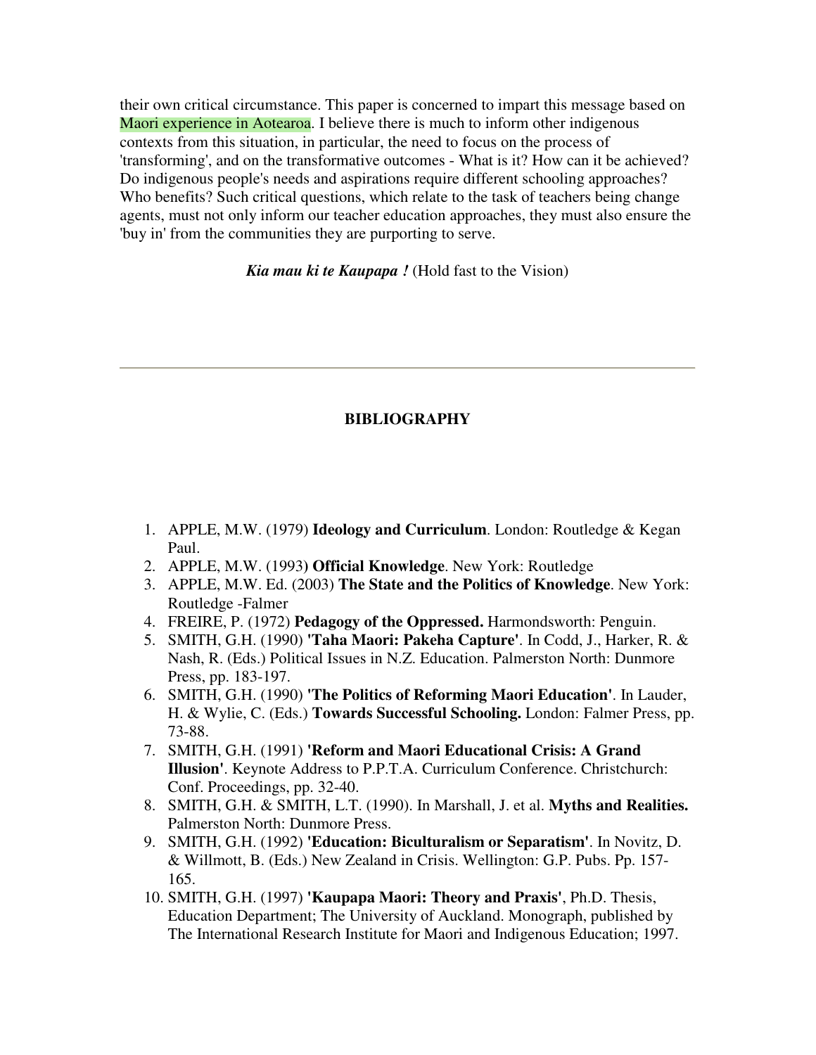their own critical circumstance. This paper is concerned to impart this message based on Maori experience in Aotearoa. I believe there is much to inform other indigenous contexts from this situation, in particular, the need to focus on the process of 'transforming', and on the transformative outcomes - What is it? How can it be achieved? Do indigenous people's needs and aspirations require different schooling approaches? Who benefits? Such critical questions, which relate to the task of teachers being change agents, must not only inform our teacher education approaches, they must also ensure the 'buy in' from the communities they are purporting to serve.

***Kia mau ki te Kaupapa !*** (Hold fast to the Vision)

---

## BIBLIOGRAPHY

1. APPLE, M.W. (1979) **Ideology and Curriculum**. London: Routledge & Kegan Paul.
2. APPLE, M.W. (1993**) Official Knowledge**. New York: Routledge
3. APPLE, M.W. Ed. (2003) **The State and the Politics of Knowledge**. New York: Routledge -Falmer
4. FREIRE, P. (1972) **Pedagogy of the Oppressed.** Harmondsworth: Penguin.
5. SMITH, G.H. (1990) **'Taha Maori: Pakeha Capture'**. In Codd, J., Harker, R. & Nash, R. (Eds.) Political Issues in N.Z. Education. Palmerston North: Dunmore Press, pp. 183-197.
6. SMITH, G.H. (1990) **'The Politics of Reforming Maori Education'**. In Lauder, H. & Wylie, C. (Eds.) **Towards Successful Schooling.** London: Falmer Press, pp. 73-88.
7. SMITH, G.H. (1991) **'Reform and Maori Educational Crisis: A Grand Illusion'**. Keynote Address to P.P.T.A. Curriculum Conference. Christchurch: Conf. Proceedings, pp. 32-40.
8. SMITH, G.H. & SMITH, L.T. (1990). In Marshall, J. et al. **Myths and Realities.** Palmerston North: Dunmore Press.
9. SMITH, G.H. (1992) **'Education: Biculturalism or Separatism'**. In Novitz, D. & Willmott, B. (Eds.) New Zealand in Crisis. Wellington: G.P. Pubs. Pp. 157-165.
10. SMITH, G.H. (1997) **'Kaupapa Maori: Theory and Praxis'**, Ph.D. Thesis, Education Department; The University of Auckland. Monograph, published by The International Research Institute for Maori and Indigenous Education; 1997.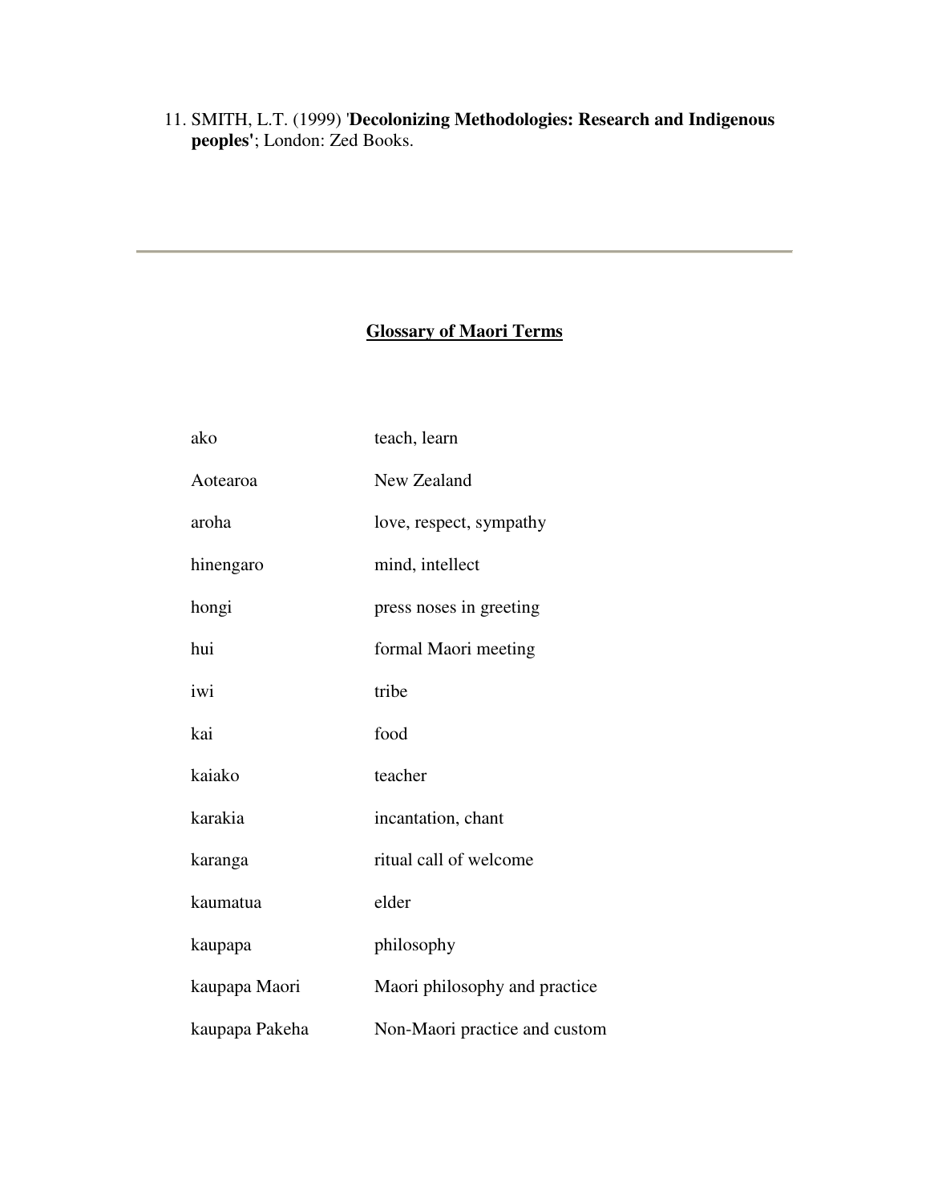11. SMITH, L.T. (1999) '**Decolonizing Methodologies: Research and Indigenous peoples'**; London: Zed Books.

---

## Glossary of Maori Terms

| | |
|---|---|
| ako | teach, learn |
| Aotearoa | New Zealand |
| aroha | love, respect, sympathy |
| hinengaro | mind, intellect |
| hongi | press noses in greeting |
| hui | formal Maori meeting |
| iwi | tribe |
| kai | food |
| kaiako | teacher |
| karakia | incantation, chant |
| karanga | ritual call of welcome |
| kaumatua | elder |
| kaupapa | philosophy |
| kaupapa Maori | Maori philosophy and practice |
| kaupapa Pakeha | Non-Maori practice and custom |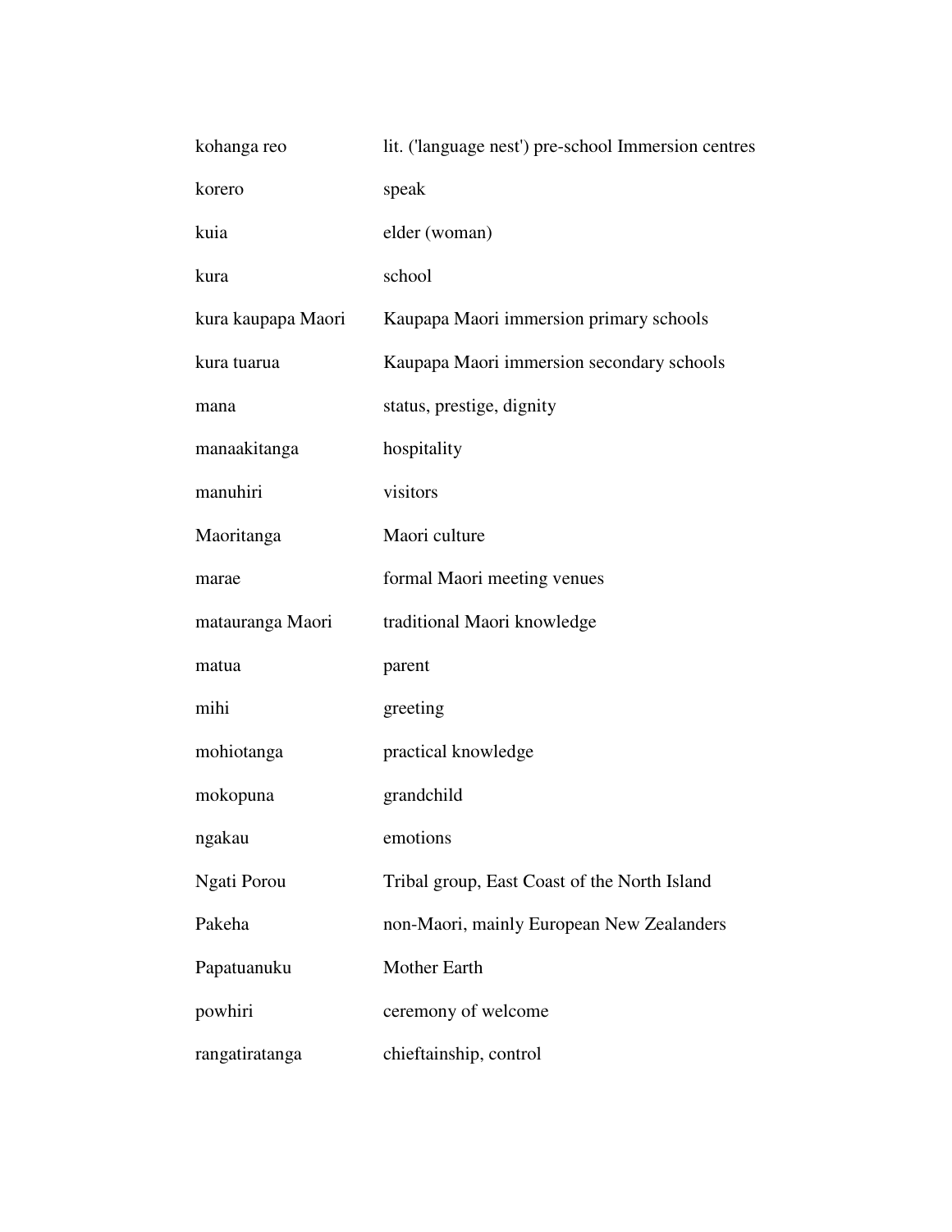| | |
|---|---|
| kohanga reo | lit. ('language nest') pre-school Immersion centres |
| korero | speak |
| kuia | elder (woman) |
| kura | school |
| kura kaupapa Maori | Kaupapa Maori immersion primary schools |
| kura tuarua | Kaupapa Maori immersion secondary schools |
| mana | status, prestige, dignity |
| manaakitanga | hospitality |
| manuhiri | visitors |
| Maoritanga | Maori culture |
| marae | formal Maori meeting venues |
| matauranga Maori | traditional Maori knowledge |
| matua | parent |
| mihi | greeting |
| mohiotanga | practical knowledge |
| mokopuna | grandchild |
| ngakau | emotions |
| Ngati Porou | Tribal group, East Coast of the North Island |
| Pakeha | non-Maori, mainly European New Zealanders |
| Papatuanuku | Mother Earth |
| powhiri | ceremony of welcome |
| rangatiratanga | chieftainship, control |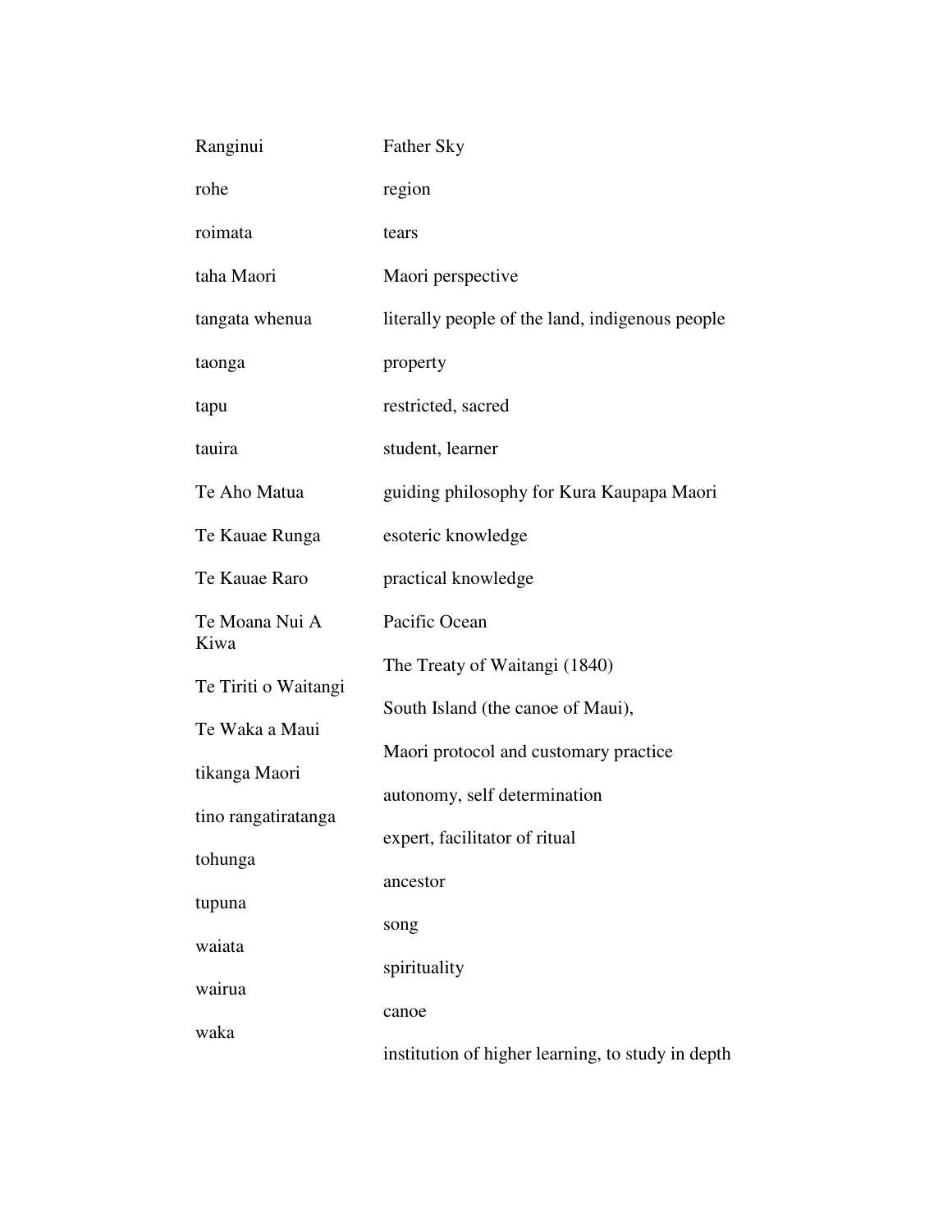| | |
|---|---|
| Ranginui | Father Sky |
| rohe | region |
| roimata | tears |
| taha Maori | Maori perspective |
| tangata whenua | literally people of the land, indigenous people |
| taonga | property |
| tapu | restricted, sacred |
| tauira | student, learner |
| Te Aho Matua | guiding philosophy for Kura Kaupapa Maori |
| Te Kauae Runga | esoteric knowledge |
| Te Kauae Raro | practical knowledge |
| Te Moana Nui A Kiwa | Pacific Ocean |
| Te Tiriti o Waitangi | The Treaty of Waitangi (1840) |
| Te Waka a Maui | South Island (the canoe of Maui), |
| tikanga Maori | Maori protocol and customary practice |
| tino rangatiratanga | autonomy, self determination |
| tohunga | expert, facilitator of ritual |
| tupuna | ancestor |
| waiata | song |
| wairua | spirituality |
| waka | canoe |
| | institution of higher learning, to study in depth |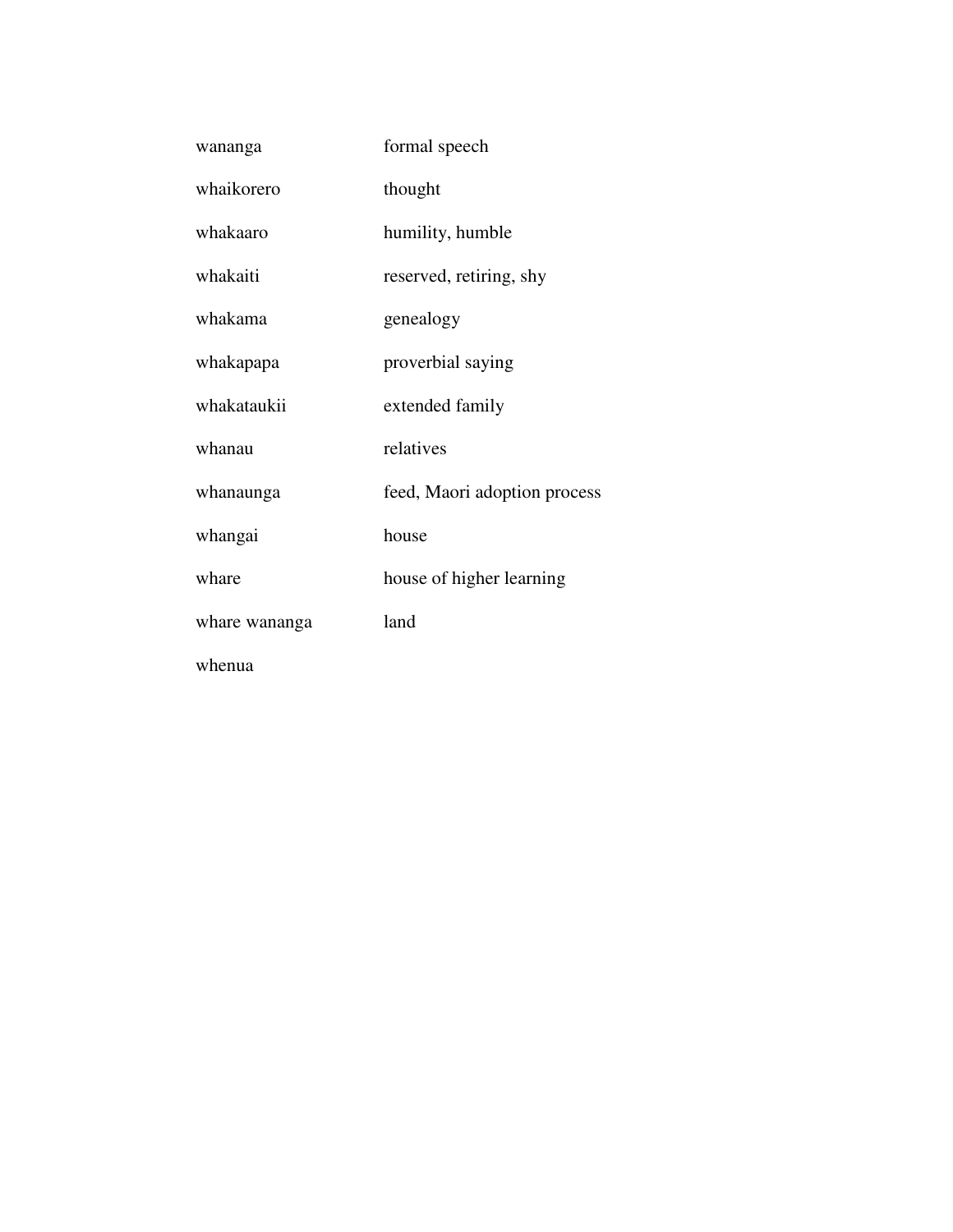| | |
|---|---|
| wananga | formal speech |
| whaikorero | thought |
| whakaaro | humility, humble |
| whakaiti | reserved, retiring, shy |
| whakama | genealogy |
| whakapapa | proverbial saying |
| whakataukii | extended family |
| whanau | relatives |
| whanaunga | feed, Maori adoption process |
| whangai | house |
| whare | house of higher learning |
| whare wananga | land |
| whenua | |